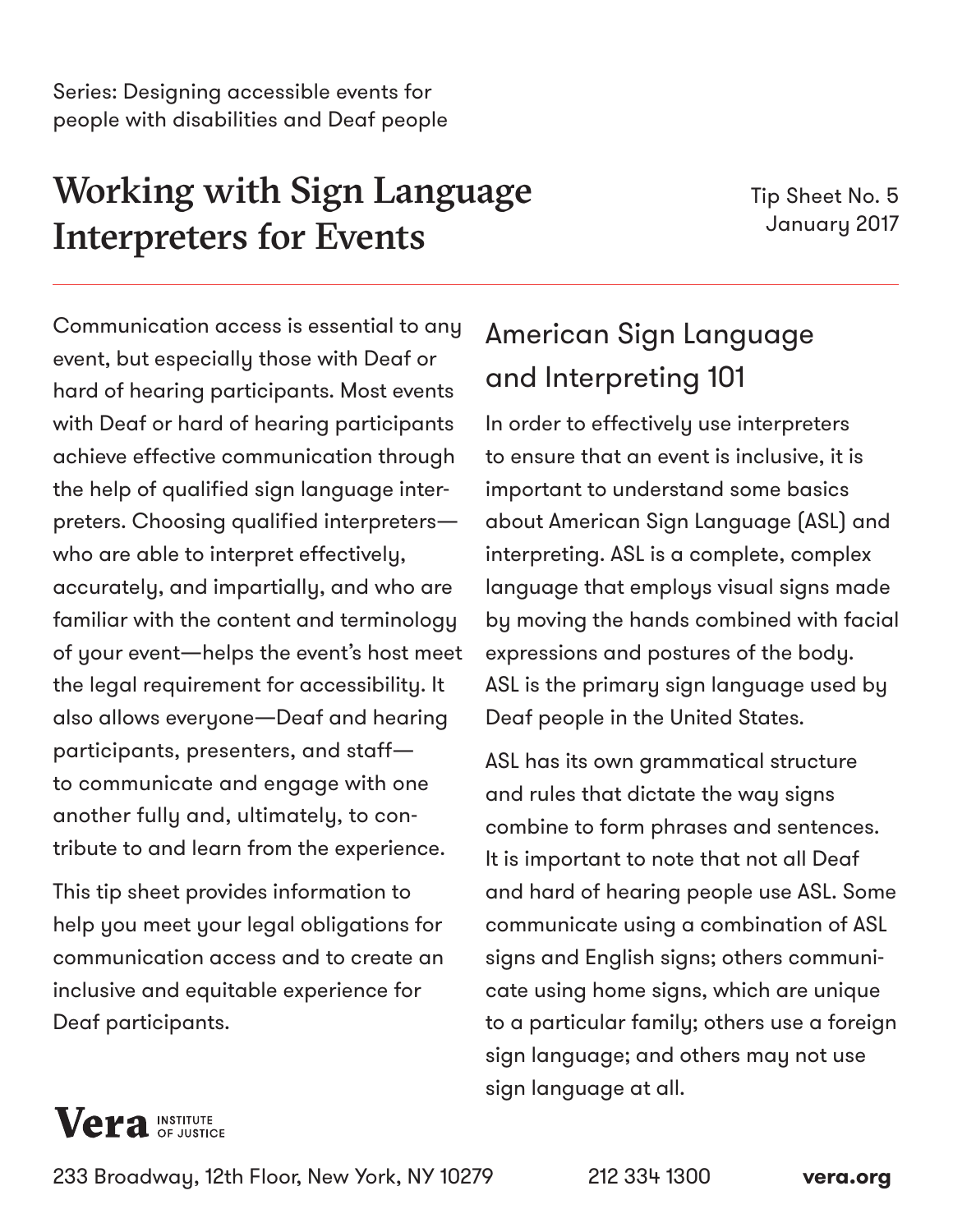Series: Designing accessible events for people with disabilities and Deaf people

# Working with Sign Language Interpreters for Events

Tip Sheet No. 5
January 2017

Communication access is essential to any event, but especially those with Deaf or hard of hearing participants. Most events with Deaf or hard of hearing participants achieve effective communication through the help of qualified sign language interpreters. Choosing qualified interpreters—who are able to interpret effectively, accurately, and impartially, and who are familiar with the content and terminology of your event—helps the event's host meet the legal requirement for accessibility. It also allows everyone—Deaf and hearing participants, presenters, and staff—to communicate and engage with one another fully and, ultimately, to contribute to and learn from the experience.

This tip sheet provides information to help you meet your legal obligations for communication access and to create an inclusive and equitable experience for Deaf participants.

## American Sign Language and Interpreting 101

In order to effectively use interpreters to ensure that an event is inclusive, it is important to understand some basics about American Sign Language (ASL) and interpreting. ASL is a complete, complex language that employs visual signs made by moving the hands combined with facial expressions and postures of the body. ASL is the primary sign language used by Deaf people in the United States.

ASL has its own grammatical structure and rules that dictate the way signs combine to form phrases and sentences. It is important to note that not all Deaf and hard of hearing people use ASL. Some communicate using a combination of ASL signs and English signs; others communicate using home signs, which are unique to a particular family; others use a foreign sign language; and others may not use sign language at all.

**Vera** INSTITUTE OF JUSTICE

233 Broadway, 12th Floor, New York, NY 10279    212 334 1300    **vera.org**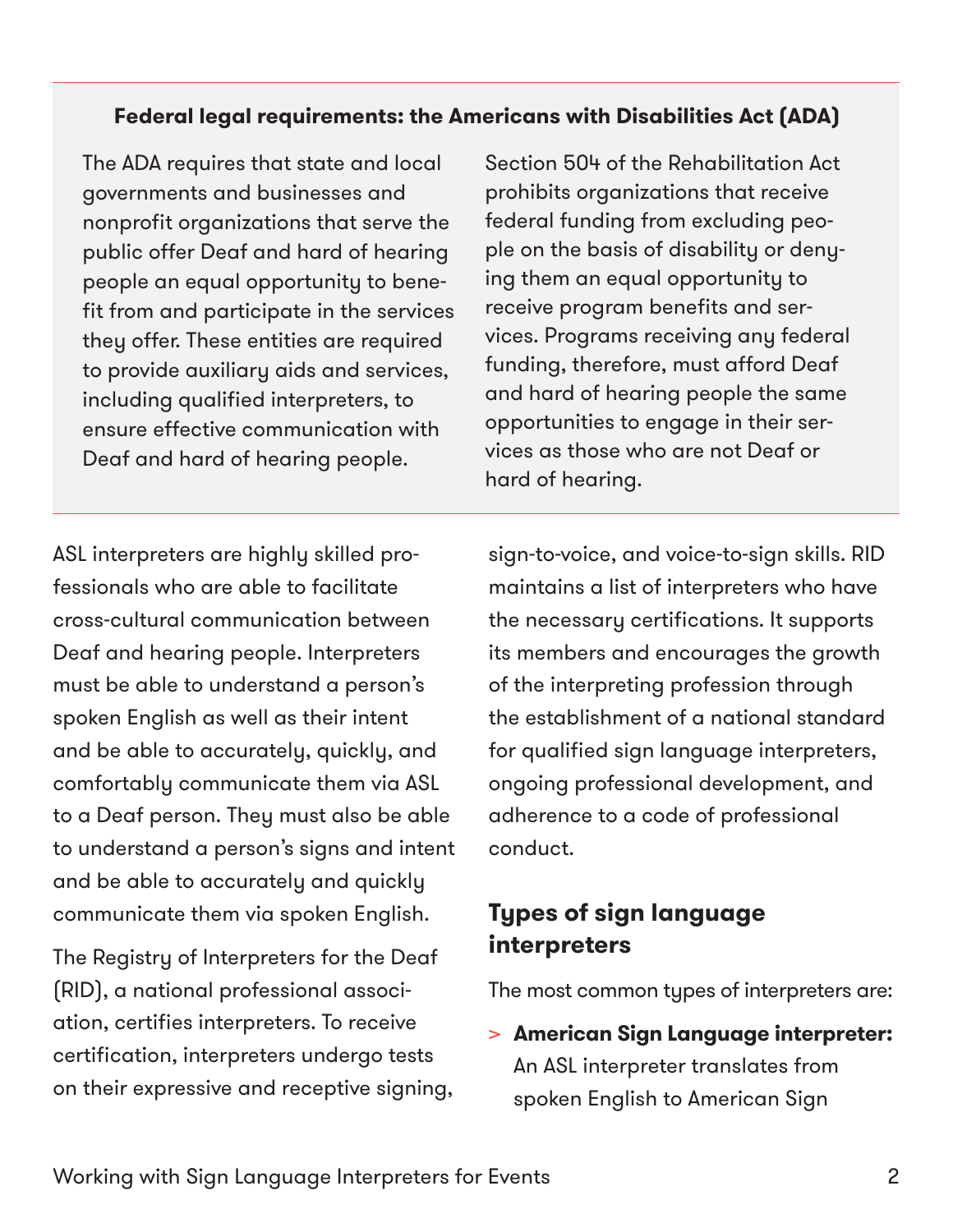**Federal legal requirements: the Americans with Disabilities Act (ADA)**

The ADA requires that state and local governments and businesses and nonprofit organizations that serve the public offer Deaf and hard of hearing people an equal opportunity to benefit from and participate in the services they offer. These entities are required to provide auxiliary aids and services, including qualified interpreters, to ensure effective communication with Deaf and hard of hearing people.

Section 504 of the Rehabilitation Act prohibits organizations that receive federal funding from excluding people on the basis of disability or denying them an equal opportunity to receive program benefits and services. Programs receiving any federal funding, therefore, must afford Deaf and hard of hearing people the same opportunities to engage in their services as those who are not Deaf or hard of hearing.

ASL interpreters are highly skilled professionals who are able to facilitate cross-cultural communication between Deaf and hearing people. Interpreters must be able to understand a person's spoken English as well as their intent and be able to accurately, quickly, and comfortably communicate them via ASL to a Deaf person. They must also be able to understand a person's signs and intent and be able to accurately and quickly communicate them via spoken English.

The Registry of Interpreters for the Deaf (RID), a national professional association, certifies interpreters. To receive certification, interpreters undergo tests on their expressive and receptive signing, sign-to-voice, and voice-to-sign skills. RID maintains a list of interpreters who have the necessary certifications. It supports its members and encourages the growth of the interpreting profession through the establishment of a national standard for qualified sign language interpreters, ongoing professional development, and adherence to a code of professional conduct.

## Types of sign language interpreters

The most common types of interpreters are:

- **American Sign Language interpreter:** An ASL interpreter translates from spoken English to American Sign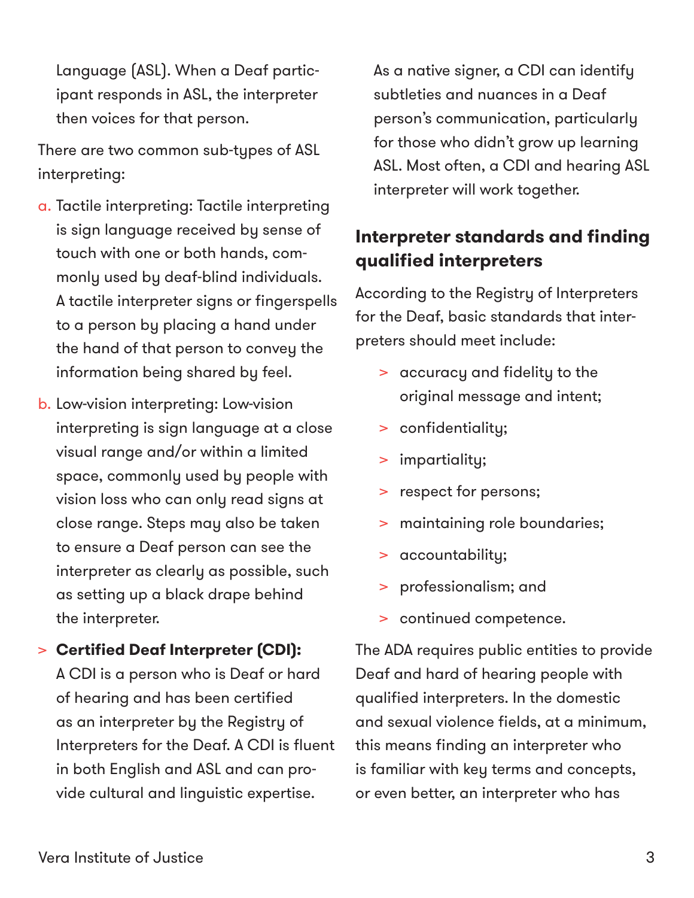Language (ASL). When a Deaf participant responds in ASL, the interpreter then voices for that person.

There are two common sub-types of ASL interpreting:

a. Tactile interpreting: Tactile interpreting is sign language received by sense of touch with one or both hands, commonly used by deaf-blind individuals. A tactile interpreter signs or fingerspells to a person by placing a hand under the hand of that person to convey the information being shared by feel.

b. Low-vision interpreting: Low-vision interpreting is sign language at a close visual range and/or within a limited space, commonly used by people with vision loss who can only read signs at close range. Steps may also be taken to ensure a Deaf person can see the interpreter as clearly as possible, such as setting up a black drape behind the interpreter.

- **Certified Deaf Interpreter (CDI):** A CDI is a person who is Deaf or hard of hearing and has been certified as an interpreter by the Registry of Interpreters for the Deaf. A CDI is fluent in both English and ASL and can provide cultural and linguistic expertise. As a native signer, a CDI can identify subtleties and nuances in a Deaf person's communication, particularly for those who didn't grow up learning ASL. Most often, a CDI and hearing ASL interpreter will work together.

## Interpreter standards and finding qualified interpreters

According to the Registry of Interpreters for the Deaf, basic standards that interpreters should meet include:

- accuracy and fidelity to the original message and intent;
- confidentiality;
- impartiality;
- respect for persons;
- maintaining role boundaries;
- accountability;
- professionalism; and
- continued competence.

The ADA requires public entities to provide Deaf and hard of hearing people with qualified interpreters. In the domestic and sexual violence fields, at a minimum, this means finding an interpreter who is familiar with key terms and concepts, or even better, an interpreter who has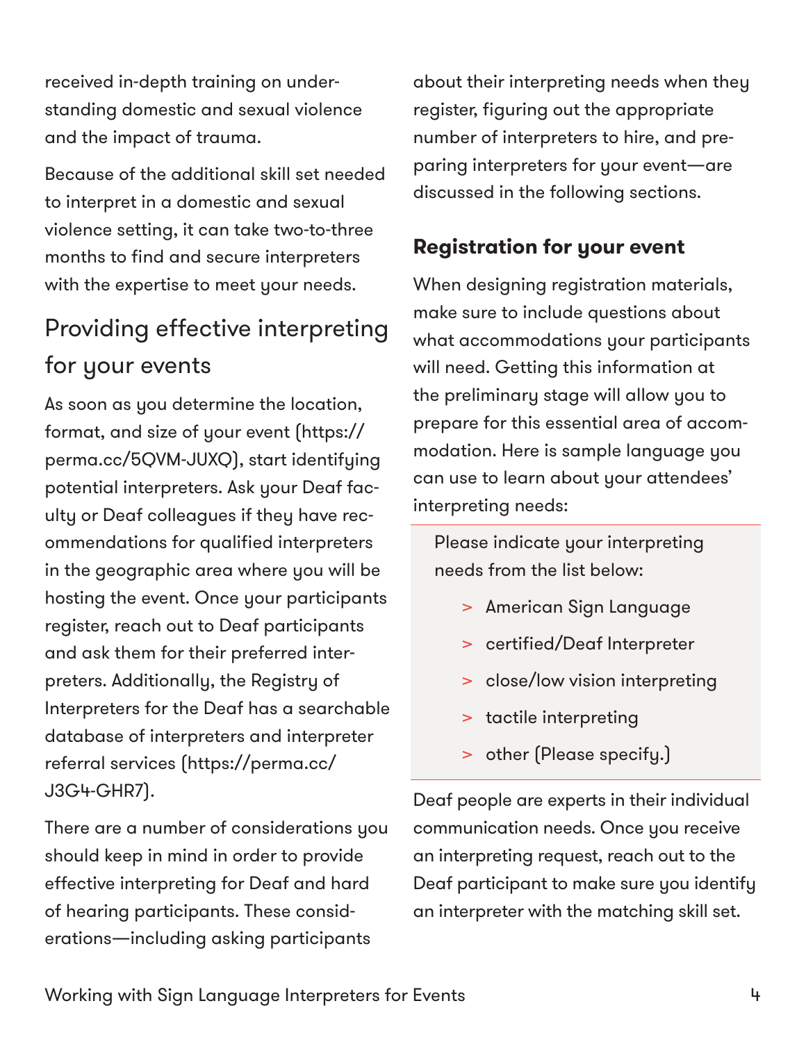received in-depth training on understanding domestic and sexual violence and the impact of trauma.

Because of the additional skill set needed to interpret in a domestic and sexual violence setting, it can take two-to-three months to find and secure interpreters with the expertise to meet your needs.

## Providing effective interpreting for your events

As soon as you determine the location, format, and size of your event (https://perma.cc/5QVM-JUXQ), start identifying potential interpreters. Ask your Deaf faculty or Deaf colleagues if they have recommendations for qualified interpreters in the geographic area where you will be hosting the event. Once your participants register, reach out to Deaf participants and ask them for their preferred interpreters. Additionally, the Registry of Interpreters for the Deaf has a searchable database of interpreters and interpreter referral services (https://perma.cc/J3G4-GHR7).

There are a number of considerations you should keep in mind in order to provide effective interpreting for Deaf and hard of hearing participants. These considerations—including asking participants about their interpreting needs when they register, figuring out the appropriate number of interpreters to hire, and preparing interpreters for your event—are discussed in the following sections.

### Registration for your event

When designing registration materials, make sure to include questions about what accommodations your participants will need. Getting this information at the preliminary stage will allow you to prepare for this essential area of accommodation. Here is sample language you can use to learn about your attendees' interpreting needs:

> Please indicate your interpreting needs from the list below:
>
> - American Sign Language
> - certified/Deaf Interpreter
> - close/low vision interpreting
> - tactile interpreting
> - other (Please specify.)

Deaf people are experts in their individual communication needs. Once you receive an interpreting request, reach out to the Deaf participant to make sure you identify an interpreter with the matching skill set.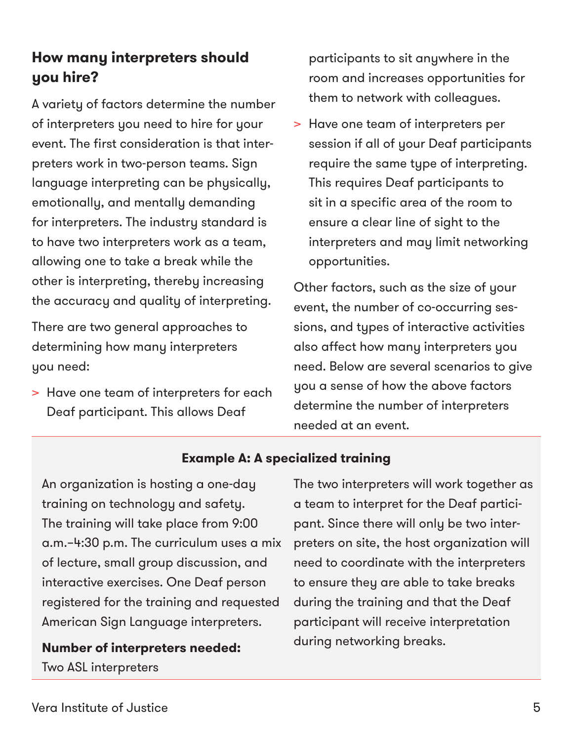## How many interpreters should you hire?

A variety of factors determine the number of interpreters you need to hire for your event. The first consideration is that interpreters work in two-person teams. Sign language interpreting can be physically, emotionally, and mentally demanding for interpreters. The industry standard is to have two interpreters work as a team, allowing one to take a break while the other is interpreting, thereby increasing the accuracy and quality of interpreting.

There are two general approaches to determining how many interpreters you need:

> Have one team of interpreters for each Deaf participant. This allows Deaf participants to sit anywhere in the room and increases opportunities for them to network with colleagues.

> Have one team of interpreters per session if all of your Deaf participants require the same type of interpreting. This requires Deaf participants to sit in a specific area of the room to ensure a clear line of sight to the interpreters and may limit networking opportunities.

Other factors, such as the size of your event, the number of co-occurring sessions, and types of interactive activities also affect how many interpreters you need. Below are several scenarios to give you a sense of how the above factors determine the number of interpreters needed at an event.

---

**Example A: A specialized training**

An organization is hosting a one-day training on technology and safety. The training will take place from 9:00 a.m.–4:30 p.m. The curriculum uses a mix of lecture, small group discussion, and interactive exercises. One Deaf person registered for the training and requested American Sign Language interpreters.

**Number of interpreters needed:**
Two ASL interpreters

The two interpreters will work together as a team to interpret for the Deaf participant. Since there will only be two interpreters on site, the host organization will need to coordinate with the interpreters to ensure they are able to take breaks during the training and that the Deaf participant will receive interpretation during networking breaks.

---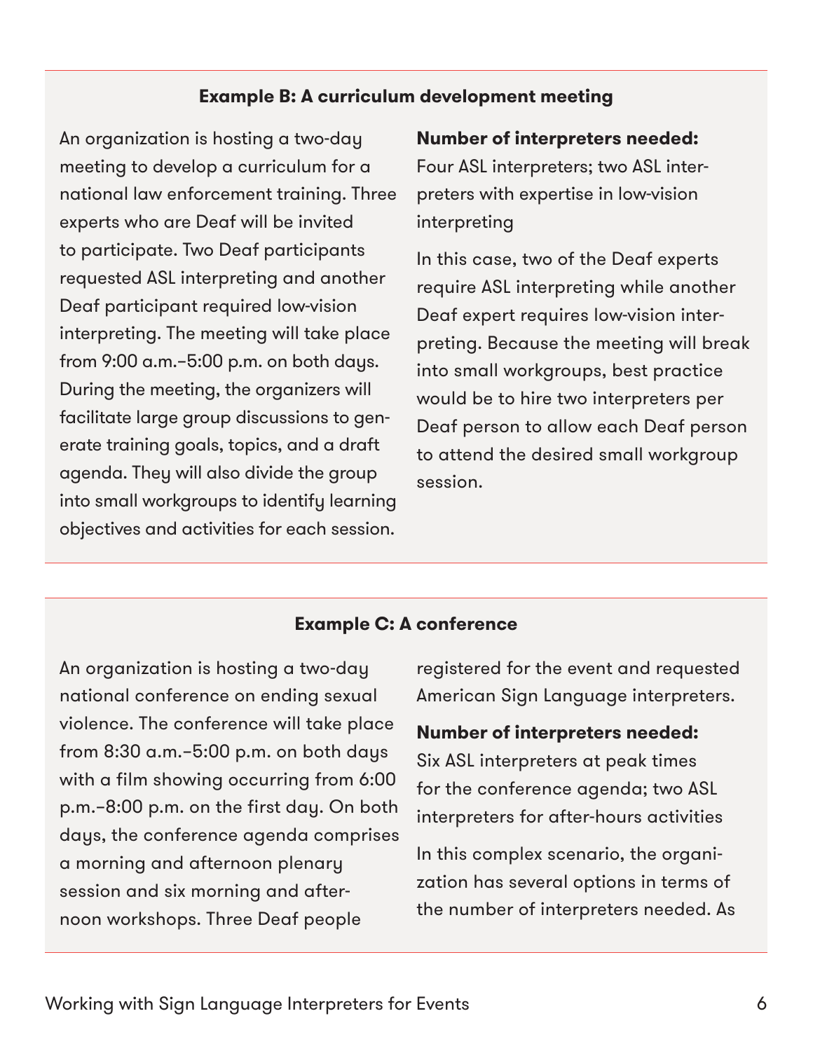### Example B: A curriculum development meeting

An organization is hosting a two-day meeting to develop a curriculum for a national law enforcement training. Three experts who are Deaf will be invited to participate. Two Deaf participants requested ASL interpreting and another Deaf participant required low-vision interpreting. The meeting will take place from 9:00 a.m.–5:00 p.m. on both days. During the meeting, the organizers will facilitate large group discussions to generate training goals, topics, and a draft agenda. They will also divide the group into small workgroups to identify learning objectives and activities for each session.

**Number of interpreters needed:** Four ASL interpreters; two ASL interpreters with expertise in low-vision interpreting

In this case, two of the Deaf experts require ASL interpreting while another Deaf expert requires low-vision interpreting. Because the meeting will break into small workgroups, best practice would be to hire two interpreters per Deaf person to allow each Deaf person to attend the desired small workgroup session.

### Example C: A conference

An organization is hosting a two-day national conference on ending sexual violence. The conference will take place from 8:30 a.m.–5:00 p.m. on both days with a film showing occurring from 6:00 p.m.–8:00 p.m. on the first day. On both days, the conference agenda comprises a morning and afternoon plenary session and six morning and afternoon workshops. Three Deaf people registered for the event and requested American Sign Language interpreters.

**Number of interpreters needed:** Six ASL interpreters at peak times for the conference agenda; two ASL interpreters for after-hours activities

In this complex scenario, the organization has several options in terms of the number of interpreters needed. As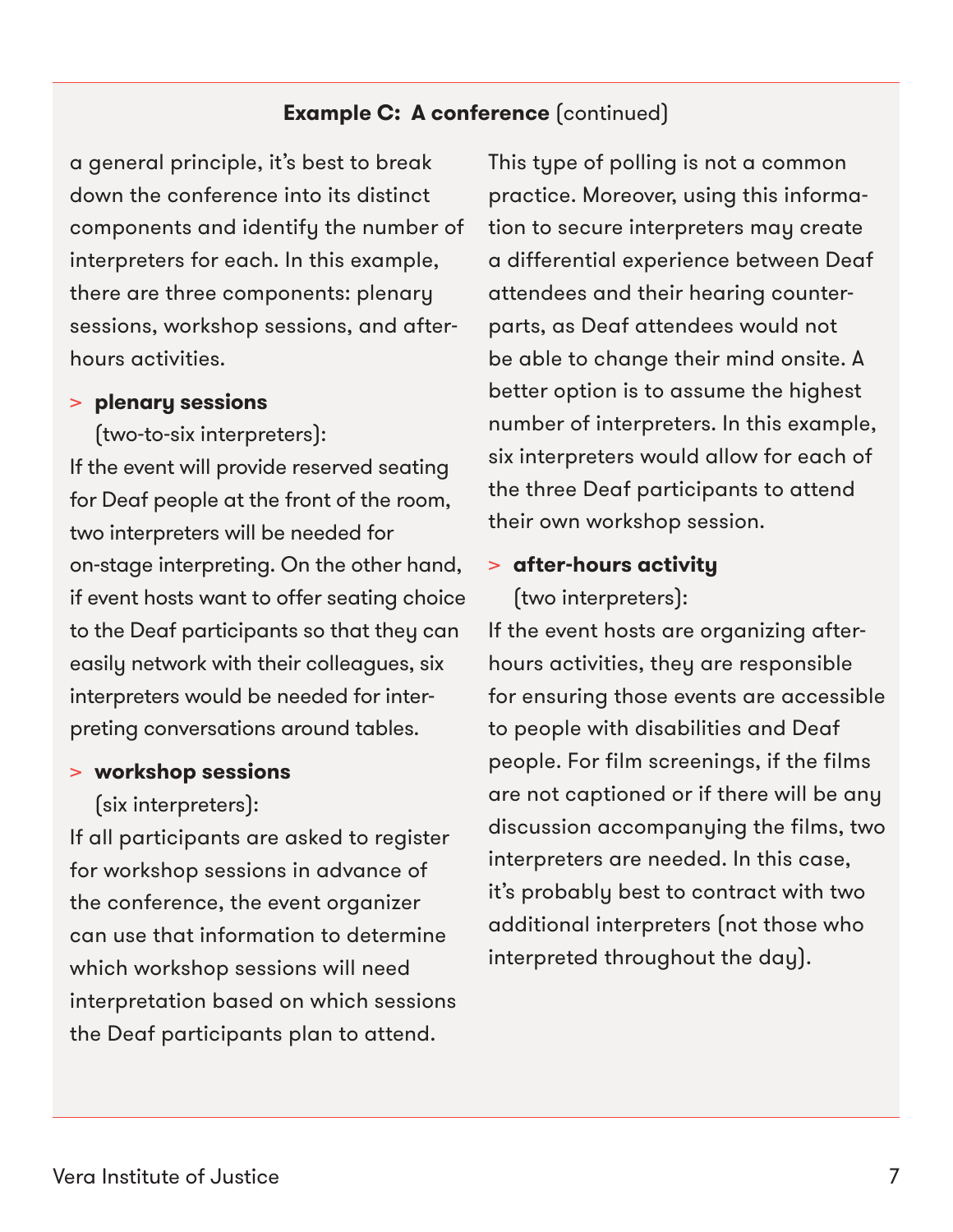**Example C: A conference** (continued)

a general principle, it's best to break down the conference into its distinct components and identify the number of interpreters for each. In this example, there are three components: plenary sessions, workshop sessions, and after-hours activities.

> **plenary sessions**
> (two-to-six interpreters):

If the event will provide reserved seating for Deaf people at the front of the room, two interpreters will be needed for on-stage interpreting. On the other hand, if event hosts want to offer seating choice to the Deaf participants so that they can easily network with their colleagues, six interpreters would be needed for interpreting conversations around tables.

> **workshop sessions**
> (six interpreters):

If all participants are asked to register for workshop sessions in advance of the conference, the event organizer can use that information to determine which workshop sessions will need interpretation based on which sessions the Deaf participants plan to attend. This type of polling is not a common practice. Moreover, using this information to secure interpreters may create a differential experience between Deaf attendees and their hearing counterparts, as Deaf attendees would not be able to change their mind onsite. A better option is to assume the highest number of interpreters. In this example, six interpreters would allow for each of the three Deaf participants to attend their own workshop session.

> **after-hours activity**
> (two interpreters):

If the event hosts are organizing after-hours activities, they are responsible for ensuring those events are accessible to people with disabilities and Deaf people. For film screenings, if the films are not captioned or if there will be any discussion accompanying the films, two interpreters are needed. In this case, it's probably best to contract with two additional interpreters (not those who interpreted throughout the day).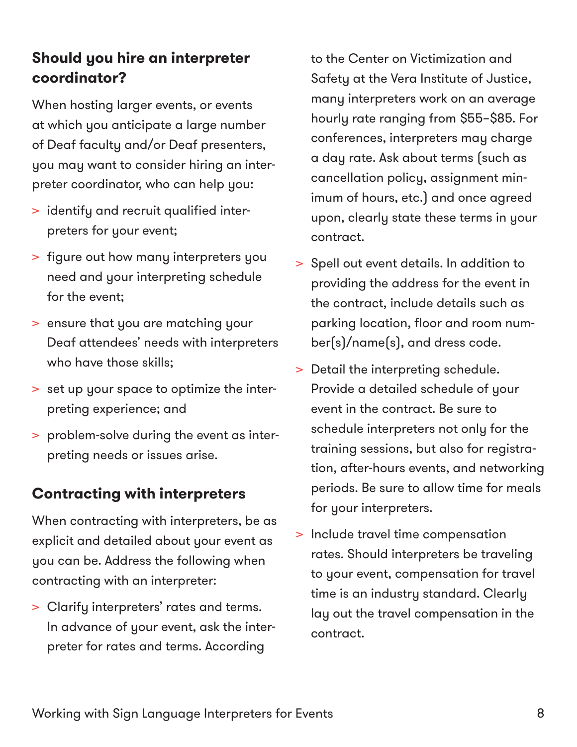## Should you hire an interpreter coordinator?

When hosting larger events, or events at which you anticipate a large number of Deaf faculty and/or Deaf presenters, you may want to consider hiring an interpreter coordinator, who can help you:

- identify and recruit qualified interpreters for your event;
- figure out how many interpreters you need and your interpreting schedule for the event;
- ensure that you are matching your Deaf attendees' needs with interpreters who have those skills;
- set up your space to optimize the interpreting experience; and
- problem-solve during the event as interpreting needs or issues arise.

## Contracting with interpreters

When contracting with interpreters, be as explicit and detailed about your event as you can be. Address the following when contracting with an interpreter:

- Clarify interpreters' rates and terms. In advance of your event, ask the interpreter for rates and terms. According to the Center on Victimization and Safety at the Vera Institute of Justice, many interpreters work on an average hourly rate ranging from $55–$85. For conferences, interpreters may charge a day rate. Ask about terms (such as cancellation policy, assignment minimum of hours, etc.) and once agreed upon, clearly state these terms in your contract.
- Spell out event details. In addition to providing the address for the event in the contract, include details such as parking location, floor and room number(s)/name(s), and dress code.
- Detail the interpreting schedule. Provide a detailed schedule of your event in the contract. Be sure to schedule interpreters not only for the training sessions, but also for registration, after-hours events, and networking periods. Be sure to allow time for meals for your interpreters.
- Include travel time compensation rates. Should interpreters be traveling to your event, compensation for travel time is an industry standard. Clearly lay out the travel compensation in the contract.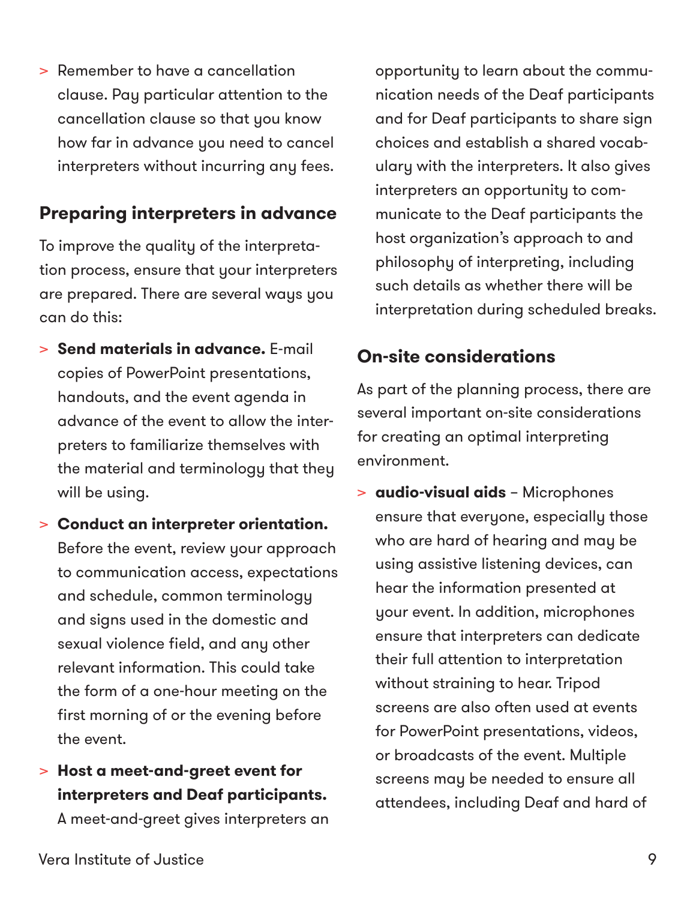- Remember to have a cancellation clause. Pay particular attention to the cancellation clause so that you know how far in advance you need to cancel interpreters without incurring any fees.

## Preparing interpreters in advance

To improve the quality of the interpretation process, ensure that your interpreters are prepared. There are several ways you can do this:

- **Send materials in advance.** E-mail copies of PowerPoint presentations, handouts, and the event agenda in advance of the event to allow the interpreters to familiarize themselves with the material and terminology that they will be using.
- **Conduct an interpreter orientation.** Before the event, review your approach to communication access, expectations and schedule, common terminology and signs used in the domestic and sexual violence field, and any other relevant information. This could take the form of a one-hour meeting on the first morning of or the evening before the event.
- **Host a meet-and-greet event for interpreters and Deaf participants.** A meet-and-greet gives interpreters an opportunity to learn about the communication needs of the Deaf participants and for Deaf participants to share sign choices and establish a shared vocabulary with the interpreters. It also gives interpreters an opportunity to communicate to the Deaf participants the host organization's approach to and philosophy of interpreting, including such details as whether there will be interpretation during scheduled breaks.

## On-site considerations

As part of the planning process, there are several important on-site considerations for creating an optimal interpreting environment.

- **audio-visual aids** – Microphones ensure that everyone, especially those who are hard of hearing and may be using assistive listening devices, can hear the information presented at your event. In addition, microphones ensure that interpreters can dedicate their full attention to interpretation without straining to hear. Tripod screens are also often used at events for PowerPoint presentations, videos, or broadcasts of the event. Multiple screens may be needed to ensure all attendees, including Deaf and hard of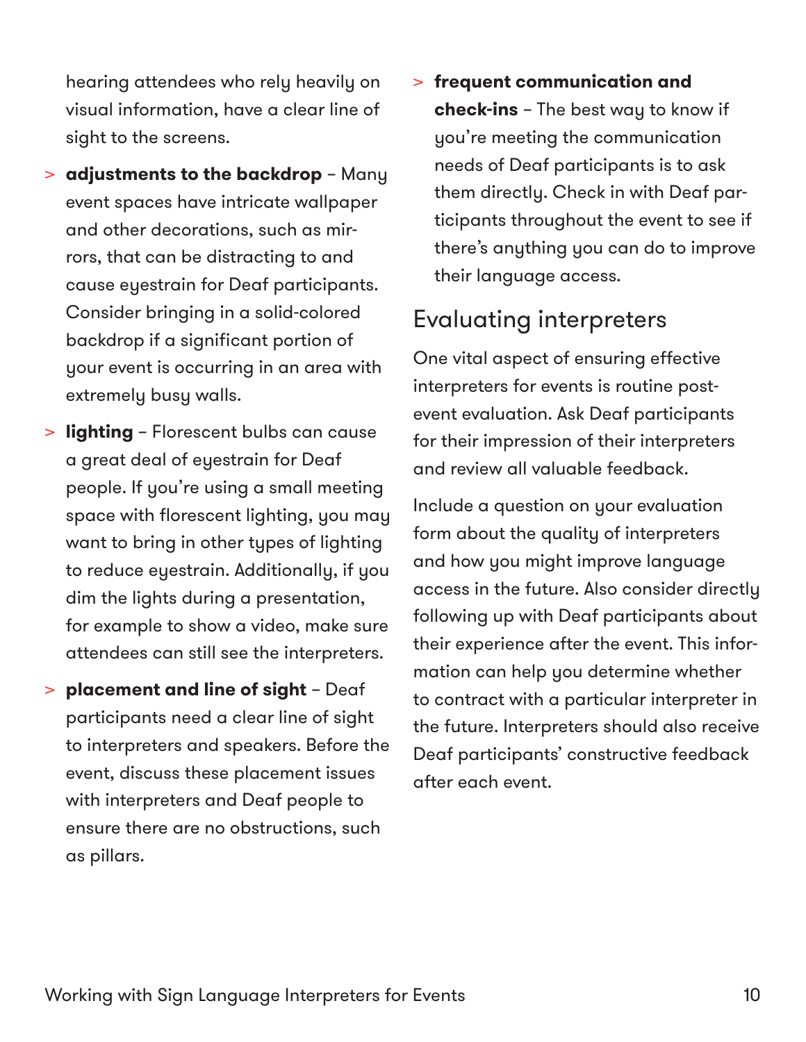hearing attendees who rely heavily on visual information, have a clear line of sight to the screens.

> **adjustments to the backdrop** – Many event spaces have intricate wallpaper and other decorations, such as mirrors, that can be distracting to and cause eyestrain for Deaf participants. Consider bringing in a solid-colored backdrop if a significant portion of your event is occurring in an area with extremely busy walls.

> **lighting** – Florescent bulbs can cause a great deal of eyestrain for Deaf people. If you're using a small meeting space with florescent lighting, you may want to bring in other types of lighting to reduce eyestrain. Additionally, if you dim the lights during a presentation, for example to show a video, make sure attendees can still see the interpreters.

> **placement and line of sight** – Deaf participants need a clear line of sight to interpreters and speakers. Before the event, discuss these placement issues with interpreters and Deaf people to ensure there are no obstructions, such as pillars.

> **frequent communication and check-ins** – The best way to know if you're meeting the communication needs of Deaf participants is to ask them directly. Check in with Deaf participants throughout the event to see if there's anything you can do to improve their language access.

## Evaluating interpreters

One vital aspect of ensuring effective interpreters for events is routine post-event evaluation. Ask Deaf participants for their impression of their interpreters and review all valuable feedback.

Include a question on your evaluation form about the quality of interpreters and how you might improve language access in the future. Also consider directly following up with Deaf participants about their experience after the event. This information can help you determine whether to contract with a particular interpreter in the future. Interpreters should also receive Deaf participants' constructive feedback after each event.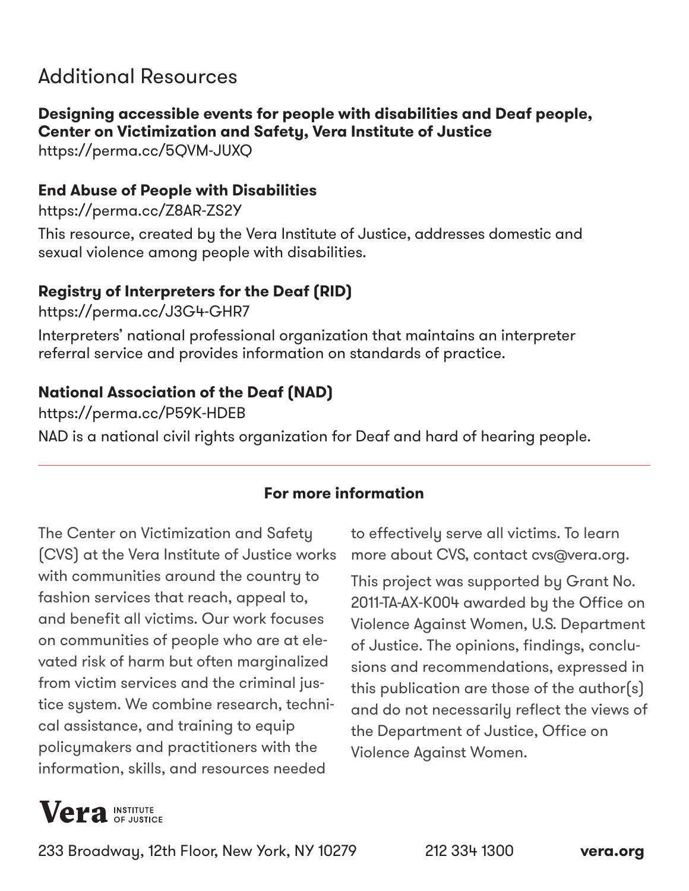## Additional Resources

**Designing accessible events for people with disabilities and Deaf people, Center on Victimization and Safety, Vera Institute of Justice**
https://perma.cc/5QVM-JUXQ

**End Abuse of People with Disabilities**
https://perma.cc/Z8AR-ZS2Y

This resource, created by the Vera Institute of Justice, addresses domestic and sexual violence among people with disabilities.

**Registry of Interpreters for the Deaf (RID)**
https://perma.cc/J3G4-GHR7

Interpreters' national professional organization that maintains an interpreter referral service and provides information on standards of practice.

**National Association of the Deaf (NAD)**
https://perma.cc/P59K-HDEB

NAD is a national civil rights organization for Deaf and hard of hearing people.

---

**For more information**

The Center on Victimization and Safety (CVS) at the Vera Institute of Justice works with communities around the country to fashion services that reach, appeal to, and benefit all victims. Our work focuses on communities of people who are at elevated risk of harm but often marginalized from victim services and the criminal justice system. We combine research, technical assistance, and training to equip policymakers and practitioners with the information, skills, and resources needed to effectively serve all victims. To learn more about CVS, contact cvs@vera.org.

This project was supported by Grant No. 2011-TA-AX-K004 awarded by the Office on Violence Against Women, U.S. Department of Justice. The opinions, findings, conclusions and recommendations, expressed in this publication are those of the author(s) and do not necessarily reflect the views of the Department of Justice, Office on Violence Against Women.

**Vera** INSTITUTE OF JUSTICE

233 Broadway, 12th Floor, New York, NY 10279 212 334 1300 **vera.org**